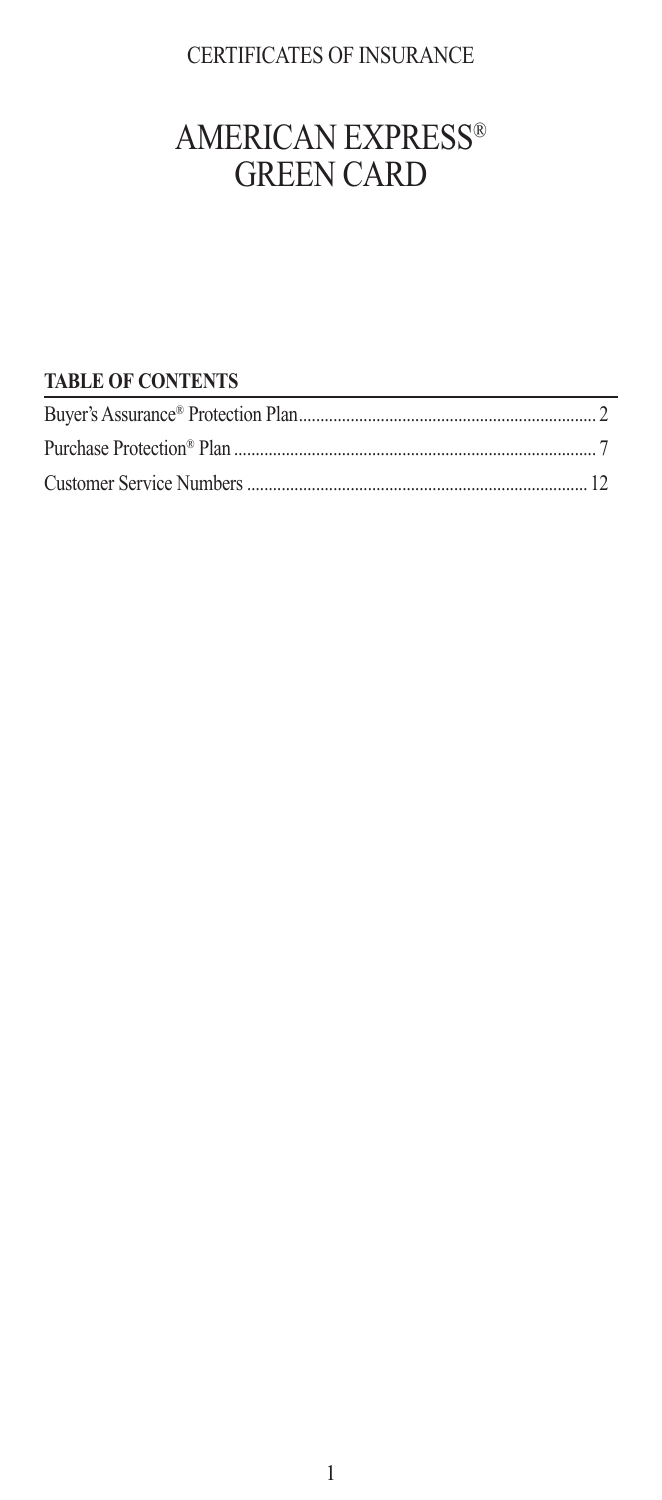CERTIFICATES OF INSURANCE

# AMERICAN EXPRESS® GREEN CARD

## TABLE OF CONTENTS

| | |
|---|---|
| Buyer's Assurance® Protection Plan | 2 |
| Purchase Protection® Plan | 7 |
| Customer Service Numbers | 12 |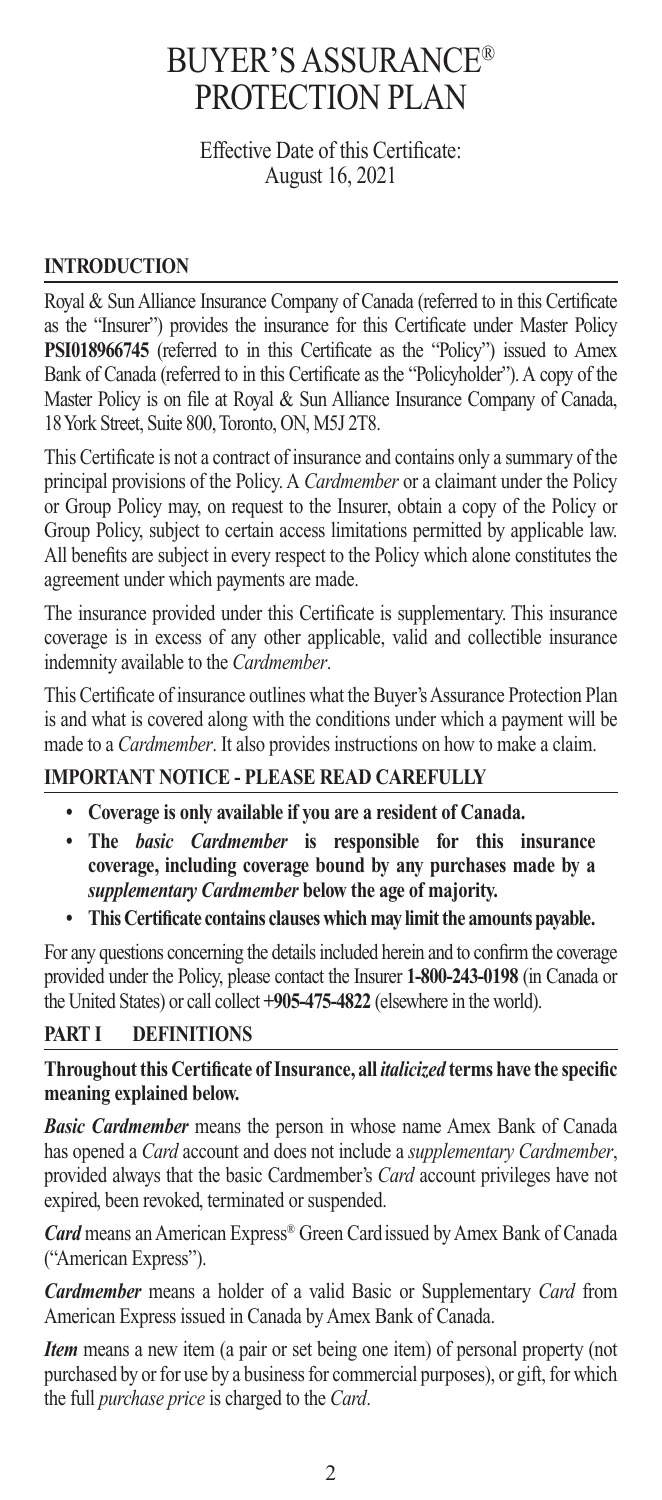# BUYER'S ASSURANCE® PROTECTION PLAN

Effective Date of this Certificate:
August 16, 2021

## INTRODUCTION

Royal & Sun Alliance Insurance Company of Canada (referred to in this Certificate as the "Insurer") provides the insurance for this Certificate under Master Policy **PSI018966745** (referred to in this Certificate as the "Policy") issued to Amex Bank of Canada (referred to in this Certificate as the "Policyholder"). A copy of the Master Policy is on file at Royal & Sun Alliance Insurance Company of Canada, 18 York Street, Suite 800, Toronto, ON, M5J 2T8.

This Certificate is not a contract of insurance and contains only a summary of the principal provisions of the Policy. A *Cardmember* or a claimant under the Policy or Group Policy may, on request to the Insurer, obtain a copy of the Policy or Group Policy, subject to certain access limitations permitted by applicable law. All benefits are subject in every respect to the Policy which alone constitutes the agreement under which payments are made.

The insurance provided under this Certificate is supplementary. This insurance coverage is in excess of any other applicable, valid and collectible insurance indemnity available to the *Cardmember*.

This Certificate of insurance outlines what the Buyer's Assurance Protection Plan is and what is covered along with the conditions under which a payment will be made to a *Cardmember*. It also provides instructions on how to make a claim.

## IMPORTANT NOTICE - PLEASE READ CAREFULLY

- **Coverage is only available if you are a resident of Canada.**
- **The *basic Cardmember* is responsible for this insurance coverage, including coverage bound by any purchases made by a *supplementary Cardmember* below the age of majority.**
- **This Certificate contains clauses which may limit the amounts payable.**

For any questions concerning the details included herein and to confirm the coverage provided under the Policy, please contact the Insurer **1-800-243-0198** (in Canada or the United States) or call collect **+905-475-4822** (elsewhere in the world).

## PART I DEFINITIONS

**Throughout this Certificate of Insurance, all *italicized* terms have the specific meaning explained below.**

***Basic Cardmember*** means the person in whose name Amex Bank of Canada has opened a *Card* account and does not include a *supplementary Cardmember*, provided always that the basic Cardmember's *Card* account privileges have not expired, been revoked, terminated or suspended.

***Card*** means an American Express® Green Card issued by Amex Bank of Canada ("American Express").

***Cardmember*** means a holder of a valid Basic or Supplementary *Card* from American Express issued in Canada by Amex Bank of Canada.

***Item*** means a new item (a pair or set being one item) of personal property (not purchased by or for use by a business for commercial purposes), or gift, for which the full *purchase price* is charged to the *Card*.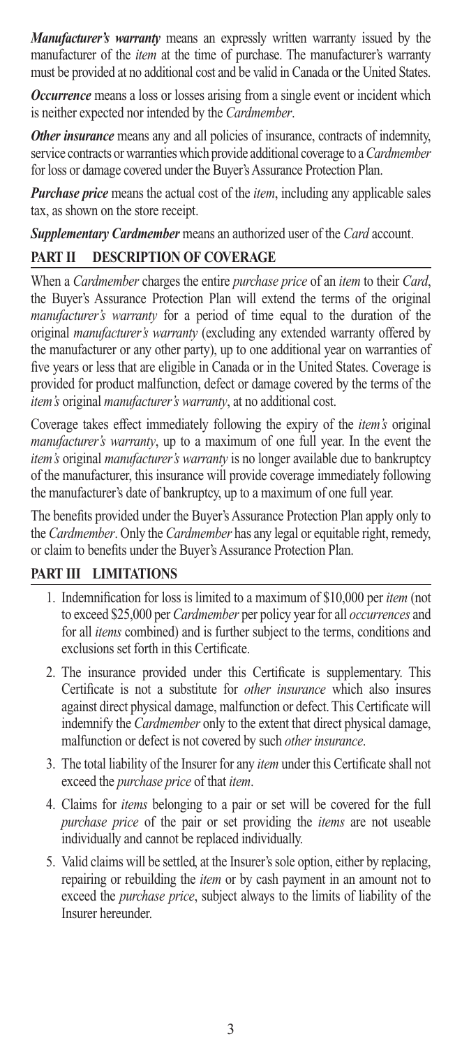***Manufacturer's warranty*** means an expressly written warranty issued by the manufacturer of the *item* at the time of purchase. The manufacturer's warranty must be provided at no additional cost and be valid in Canada or the United States.

***Occurrence*** means a loss or losses arising from a single event or incident which is neither expected nor intended by the *Cardmember*.

***Other insurance*** means any and all policies of insurance, contracts of indemnity, service contracts or warranties which provide additional coverage to a *Cardmember* for loss or damage covered under the Buyer's Assurance Protection Plan.

***Purchase price*** means the actual cost of the *item*, including any applicable sales tax, as shown on the store receipt.

***Supplementary Cardmember*** means an authorized user of the *Card* account.

## PART II DESCRIPTION OF COVERAGE

When a *Cardmember* charges the entire *purchase price* of an *item* to their *Card*, the Buyer's Assurance Protection Plan will extend the terms of the original *manufacturer's warranty* for a period of time equal to the duration of the original *manufacturer's warranty* (excluding any extended warranty offered by the manufacturer or any other party), up to one additional year on warranties of five years or less that are eligible in Canada or in the United States. Coverage is provided for product malfunction, defect or damage covered by the terms of the *item's* original *manufacturer's warranty*, at no additional cost.

Coverage takes effect immediately following the expiry of the *item's* original *manufacturer's warranty*, up to a maximum of one full year. In the event the *item's* original *manufacturer's warranty* is no longer available due to bankruptcy of the manufacturer, this insurance will provide coverage immediately following the manufacturer's date of bankruptcy, up to a maximum of one full year.

The benefits provided under the Buyer's Assurance Protection Plan apply only to the *Cardmember*. Only the *Cardmember* has any legal or equitable right, remedy, or claim to benefits under the Buyer's Assurance Protection Plan.

## PART III LIMITATIONS

1. Indemnification for loss is limited to a maximum of $10,000 per *item* (not to exceed $25,000 per *Cardmember* per policy year for all *occurrences* and for all *items* combined) and is further subject to the terms, conditions and exclusions set forth in this Certificate.
2. The insurance provided under this Certificate is supplementary. This Certificate is not a substitute for *other insurance* which also insures against direct physical damage, malfunction or defect. This Certificate will indemnify the *Cardmember* only to the extent that direct physical damage, malfunction or defect is not covered by such *other insurance*.
3. The total liability of the Insurer for any *item* under this Certificate shall not exceed the *purchase price* of that *item*.
4. Claims for *items* belonging to a pair or set will be covered for the full *purchase price* of the pair or set providing the *items* are not useable individually and cannot be replaced individually.
5. Valid claims will be settled, at the Insurer's sole option, either by replacing, repairing or rebuilding the *item* or by cash payment in an amount not to exceed the *purchase price*, subject always to the limits of liability of the Insurer hereunder.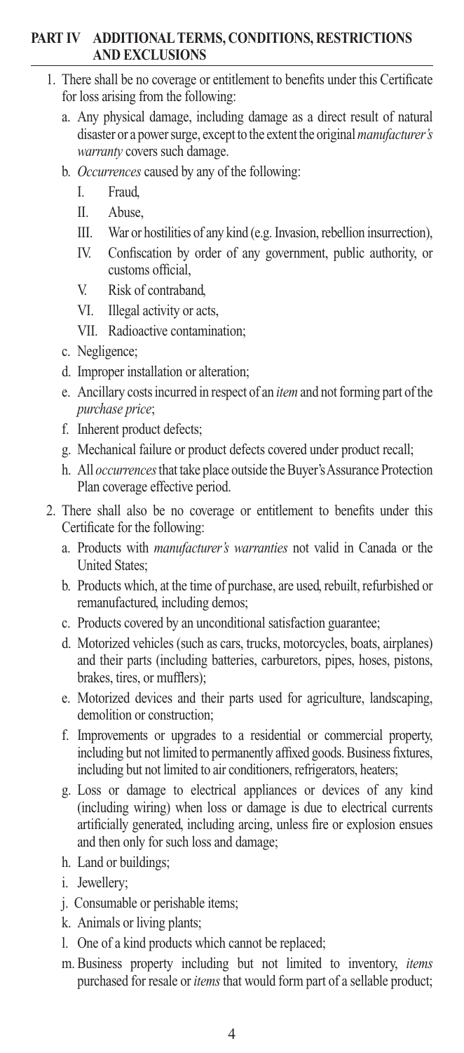## PART IV ADDITIONAL TERMS, CONDITIONS, RESTRICTIONS AND EXCLUSIONS

1. There shall be no coverage or entitlement to benefits under this Certificate for loss arising from the following:
   a. Any physical damage, including damage as a direct result of natural disaster or a power surge, except to the extent the original *manufacturer's warranty* covers such damage.
   b. *Occurrences* caused by any of the following:
      I. Fraud,
      II. Abuse,
      III. War or hostilities of any kind (e.g. Invasion, rebellion insurrection),
      IV. Confiscation by order of any government, public authority, or customs official,
      V. Risk of contraband,
      VI. Illegal activity or acts,
      VII. Radioactive contamination;
   c. Negligence;
   d. Improper installation or alteration;
   e. Ancillary costs incurred in respect of an *item* and not forming part of the *purchase price*;
   f. Inherent product defects;
   g. Mechanical failure or product defects covered under product recall;
   h. All *occurrences* that take place outside the Buyer's Assurance Protection Plan coverage effective period.
2. There shall also be no coverage or entitlement to benefits under this Certificate for the following:
   a. Products with *manufacturer's warranties* not valid in Canada or the United States;
   b. Products which, at the time of purchase, are used, rebuilt, refurbished or remanufactured, including demos;
   c. Products covered by an unconditional satisfaction guarantee;
   d. Motorized vehicles (such as cars, trucks, motorcycles, boats, airplanes) and their parts (including batteries, carburetors, pipes, hoses, pistons, brakes, tires, or mufflers);
   e. Motorized devices and their parts used for agriculture, landscaping, demolition or construction;
   f. Improvements or upgrades to a residential or commercial property, including but not limited to permanently affixed goods. Business fixtures, including but not limited to air conditioners, refrigerators, heaters;
   g. Loss or damage to electrical appliances or devices of any kind (including wiring) when loss or damage is due to electrical currents artificially generated, including arcing, unless fire or explosion ensues and then only for such loss and damage;
   h. Land or buildings;
   i. Jewellery;
   j. Consumable or perishable items;
   k. Animals or living plants;
   l. One of a kind products which cannot be replaced;
   m. Business property including but not limited to inventory, *items* purchased for resale or *items* that would form part of a sellable product;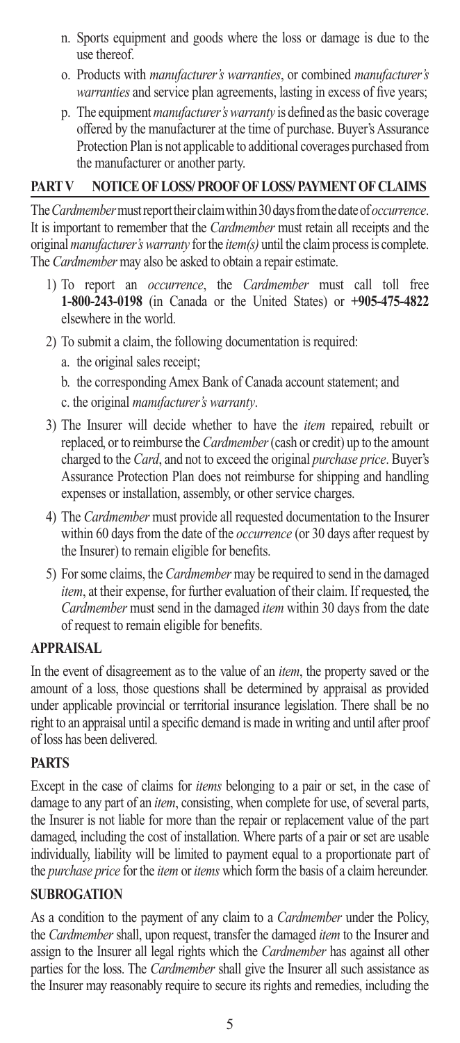n. Sports equipment and goods where the loss or damage is due to the use thereof.

o. Products with *manufacturer's warranties*, or combined *manufacturer's warranties* and service plan agreements, lasting in excess of five years;

p. The equipment *manufacturer's warranty* is defined as the basic coverage offered by the manufacturer at the time of purchase. Buyer's Assurance Protection Plan is not applicable to additional coverages purchased from the manufacturer or another party.

## PART V NOTICE OF LOSS/ PROOF OF LOSS/ PAYMENT OF CLAIMS

The *Cardmember* must report their claim within 30 days from the date of *occurrence*. It is important to remember that the *Cardmember* must retain all receipts and the original *manufacturer's warranty* for the *item(s)* until the claim process is complete. The *Cardmember* may also be asked to obtain a repair estimate.

1) To report an *occurrence*, the *Cardmember* must call toll free **1-800-243-0198** (in Canada or the United States) or **+905-475-4822** elsewhere in the world.
2) To submit a claim, the following documentation is required:
   a. the original sales receipt;
   b. the corresponding Amex Bank of Canada account statement; and
   c. the original *manufacturer's warranty*.
3) The Insurer will decide whether to have the *item* repaired, rebuilt or replaced, or to reimburse the *Cardmember* (cash or credit) up to the amount charged to the *Card*, and not to exceed the original *purchase price*. Buyer's Assurance Protection Plan does not reimburse for shipping and handling expenses or installation, assembly, or other service charges.
4) The *Cardmember* must provide all requested documentation to the Insurer within 60 days from the date of the *occurrence* (or 30 days after request by the Insurer) to remain eligible for benefits.
5) For some claims, the *Cardmember* may be required to send in the damaged *item*, at their expense, for further evaluation of their claim. If requested, the *Cardmember* must send in the damaged *item* within 30 days from the date of request to remain eligible for benefits.

### APPRAISAL

In the event of disagreement as to the value of an *item*, the property saved or the amount of a loss, those questions shall be determined by appraisal as provided under applicable provincial or territorial insurance legislation. There shall be no right to an appraisal until a specific demand is made in writing and until after proof of loss has been delivered.

### PARTS

Except in the case of claims for *items* belonging to a pair or set, in the case of damage to any part of an *item*, consisting, when complete for use, of several parts, the Insurer is not liable for more than the repair or replacement value of the part damaged, including the cost of installation. Where parts of a pair or set are usable individually, liability will be limited to payment equal to a proportionate part of the *purchase price* for the *item* or *items* which form the basis of a claim hereunder.

### SUBROGATION

As a condition to the payment of any claim to a *Cardmember* under the Policy, the *Cardmember* shall, upon request, transfer the damaged *item* to the Insurer and assign to the Insurer all legal rights which the *Cardmember* has against all other parties for the loss. The *Cardmember* shall give the Insurer all such assistance as the Insurer may reasonably require to secure its rights and remedies, including the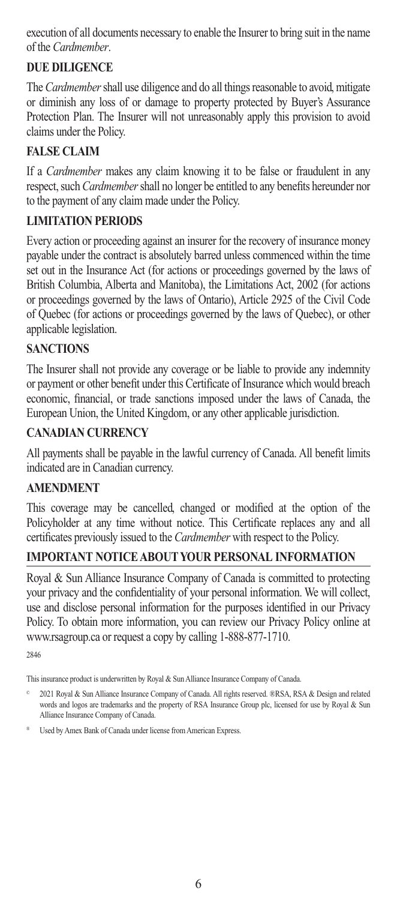execution of all documents necessary to enable the Insurer to bring suit in the name of the *Cardmember*.

## DUE DILIGENCE

The *Cardmember* shall use diligence and do all things reasonable to avoid, mitigate or diminish any loss of or damage to property protected by Buyer's Assurance Protection Plan. The Insurer will not unreasonably apply this provision to avoid claims under the Policy.

## FALSE CLAIM

If a *Cardmember* makes any claim knowing it to be false or fraudulent in any respect, such *Cardmember* shall no longer be entitled to any benefits hereunder nor to the payment of any claim made under the Policy.

## LIMITATION PERIODS

Every action or proceeding against an insurer for the recovery of insurance money payable under the contract is absolutely barred unless commenced within the time set out in the Insurance Act (for actions or proceedings governed by the laws of British Columbia, Alberta and Manitoba), the Limitations Act, 2002 (for actions or proceedings governed by the laws of Ontario), Article 2925 of the Civil Code of Quebec (for actions or proceedings governed by the laws of Quebec), or other applicable legislation.

## SANCTIONS

The Insurer shall not provide any coverage or be liable to provide any indemnity or payment or other benefit under this Certificate of Insurance which would breach economic, financial, or trade sanctions imposed under the laws of Canada, the European Union, the United Kingdom, or any other applicable jurisdiction.

## CANADIAN CURRENCY

All payments shall be payable in the lawful currency of Canada. All benefit limits indicated are in Canadian currency.

## AMENDMENT

This coverage may be cancelled, changed or modified at the option of the Policyholder at any time without notice. This Certificate replaces any and all certificates previously issued to the *Cardmember* with respect to the Policy.

## IMPORTANT NOTICE ABOUT YOUR PERSONAL INFORMATION

Royal & Sun Alliance Insurance Company of Canada is committed to protecting your privacy and the confidentiality of your personal information. We will collect, use and disclose personal information for the purposes identified in our Privacy Policy. To obtain more information, you can review our Privacy Policy online at www.rsagroup.ca or request a copy by calling 1-888-877-1710.

2846

This insurance product is underwritten by Royal & Sun Alliance Insurance Company of Canada.

© 2021 Royal & Sun Alliance Insurance Company of Canada. All rights reserved. ®RSA, RSA & Design and related words and logos are trademarks and the property of RSA Insurance Group plc, licensed for use by Royal & Sun Alliance Insurance Company of Canada.

® Used by Amex Bank of Canada under license from American Express.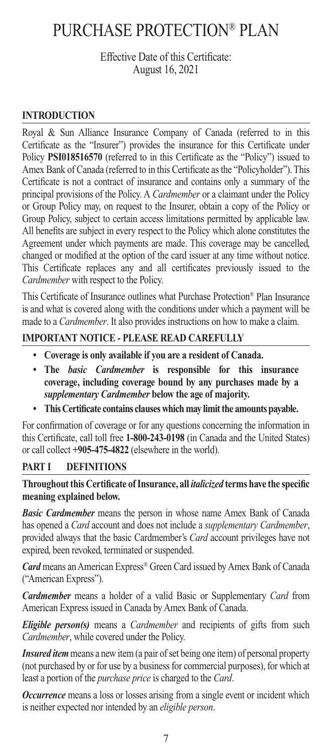# PURCHASE PROTECTION® PLAN

Effective Date of this Certificate:
August 16, 2021

## INTRODUCTION

Royal & Sun Alliance Insurance Company of Canada (referred to in this Certificate as the "Insurer") provides the insurance for this Certificate under Policy **PSI018516570** (referred to in this Certificate as the "Policy") issued to Amex Bank of Canada (referred to in this Certificate as the "Policyholder"). This Certificate is not a contract of insurance and contains only a summary of the principal provisions of the Policy. A *Cardmember* or a claimant under the Policy or Group Policy may, on request to the Insurer, obtain a copy of the Policy or Group Policy, subject to certain access limitations permitted by applicable law. All benefits are subject in every respect to the Policy which alone constitutes the Agreement under which payments are made. This coverage may be cancelled, changed or modified at the option of the card issuer at any time without notice. This Certificate replaces any and all certificates previously issued to the *Cardmember* with respect to the Policy.

This Certificate of Insurance outlines what Purchase Protection® Plan Insurance is and what is covered along with the conditions under which a payment will be made to a *Cardmember*. It also provides instructions on how to make a claim.

## IMPORTANT NOTICE - PLEASE READ CAREFULLY

- **Coverage is only available if you are a resident of Canada.**
- **The *basic Cardmember* is responsible for this insurance coverage, including coverage bound by any purchases made by a *supplementary Cardmember* below the age of majority.**
- **This Certificate contains clauses which may limit the amounts payable.**

For confirmation of coverage or for any questions concerning the information in this Certificate, call toll free **1-800-243-0198** (in Canada and the United States) or call collect **+905-475-4822** (elsewhere in the world).

## PART I DEFINITIONS

**Throughout this Certificate of Insurance, all *italicized* terms have the specific meaning explained below.**

***Basic Cardmember*** means the person in whose name Amex Bank of Canada has opened a *Card* account and does not include a *supplementary Cardmember*, provided always that the basic Cardmember's *Card* account privileges have not expired, been revoked, terminated or suspended.

***Card*** means an American Express® Green Card issued by Amex Bank of Canada ("American Express").

***Cardmember*** means a holder of a valid Basic or Supplementary *Card* from American Express issued in Canada by Amex Bank of Canada.

***Eligible person(s)*** means a *Cardmember* and recipients of gifts from such *Cardmember*, while covered under the Policy.

***Insured item*** means a new item (a pair of set being one item) of personal property (not purchased by or for use by a business for commercial purposes), for which at least a portion of the *purchase price* is charged to the *Card*.

***Occurrence*** means a loss or losses arising from a single event or incident which is neither expected nor intended by an *eligible person*.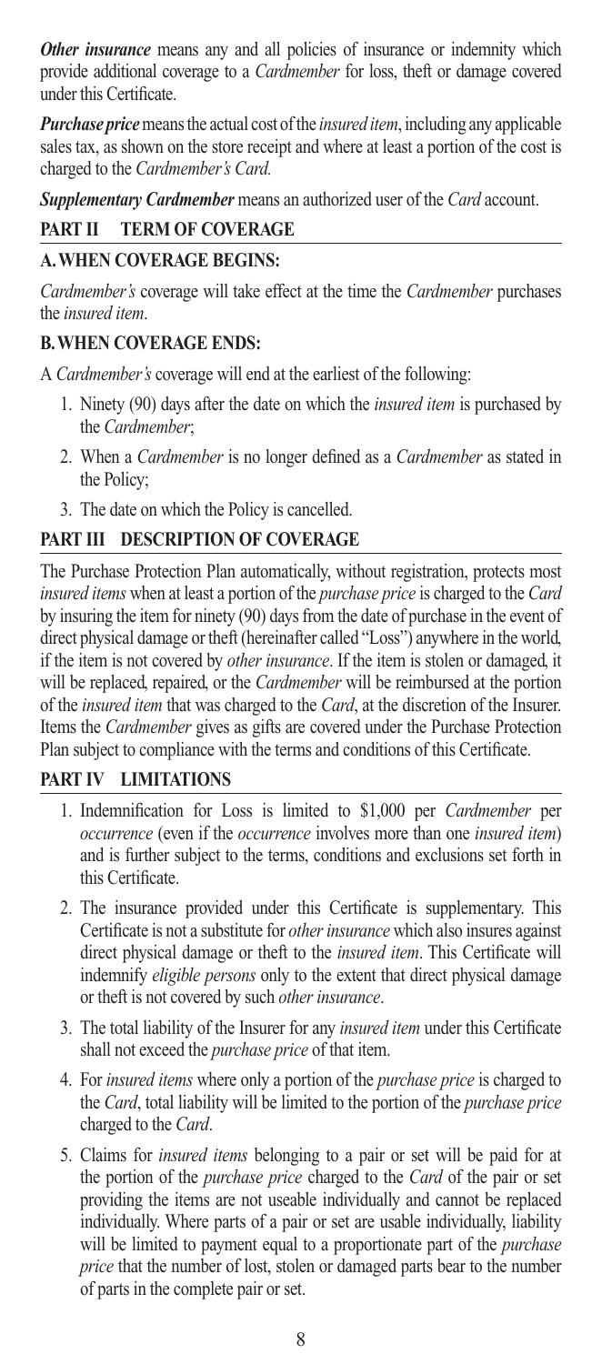***Other insurance*** means any and all policies of insurance or indemnity which provide additional coverage to a *Cardmember* for loss, theft or damage covered under this Certificate.

***Purchase price*** means the actual cost of the *insured item*, including any applicable sales tax, as shown on the store receipt and where at least a portion of the cost is charged to the *Cardmember's Card.*

***Supplementary Cardmember*** means an authorized user of the *Card* account.

## PART II TERM OF COVERAGE

### A. WHEN COVERAGE BEGINS:

*Cardmember's* coverage will take effect at the time the *Cardmember* purchases the *insured item*.

### B. WHEN COVERAGE ENDS:

A *Cardmember's* coverage will end at the earliest of the following:

1. Ninety (90) days after the date on which the *insured item* is purchased by the *Cardmember*;
2. When a *Cardmember* is no longer defined as a *Cardmember* as stated in the Policy;
3. The date on which the Policy is cancelled.

## PART III DESCRIPTION OF COVERAGE

The Purchase Protection Plan automatically, without registration, protects most *insured items* when at least a portion of the *purchase price* is charged to the *Card* by insuring the item for ninety (90) days from the date of purchase in the event of direct physical damage or theft (hereinafter called "Loss") anywhere in the world, if the item is not covered by *other insurance*. If the item is stolen or damaged, it will be replaced, repaired, or the *Cardmember* will be reimbursed at the portion of the *insured item* that was charged to the *Card*, at the discretion of the Insurer. Items the *Cardmember* gives as gifts are covered under the Purchase Protection Plan subject to compliance with the terms and conditions of this Certificate.

## PART IV LIMITATIONS

1. Indemnification for Loss is limited to $1,000 per *Cardmember* per *occurrence* (even if the *occurrence* involves more than one *insured item*) and is further subject to the terms, conditions and exclusions set forth in this Certificate.
2. The insurance provided under this Certificate is supplementary. This Certificate is not a substitute for *other insurance* which also insures against direct physical damage or theft to the *insured item*. This Certificate will indemnify *eligible persons* only to the extent that direct physical damage or theft is not covered by such *other insurance*.
3. The total liability of the Insurer for any *insured item* under this Certificate shall not exceed the *purchase price* of that item.
4. For *insured items* where only a portion of the *purchase price* is charged to the *Card*, total liability will be limited to the portion of the *purchase price* charged to the *Card*.
5. Claims for *insured items* belonging to a pair or set will be paid for at the portion of the *purchase price* charged to the *Card* of the pair or set providing the items are not useable individually and cannot be replaced individually. Where parts of a pair or set are usable individually, liability will be limited to payment equal to a proportionate part of the *purchase price* that the number of lost, stolen or damaged parts bear to the number of parts in the complete pair or set.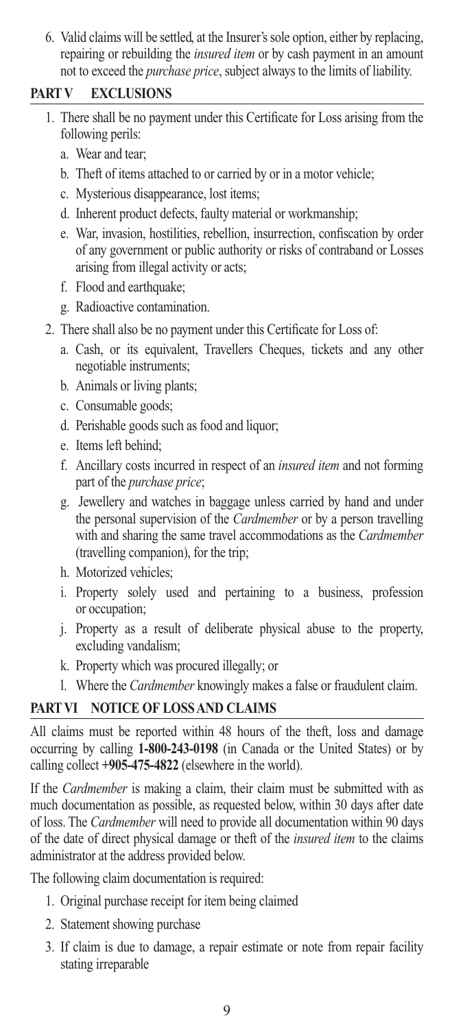6. Valid claims will be settled, at the Insurer's sole option, either by replacing, repairing or rebuilding the *insured item* or by cash payment in an amount not to exceed the *purchase price*, subject always to the limits of liability.

## PART V EXCLUSIONS

1. There shall be no payment under this Certificate for Loss arising from the following perils:
   a. Wear and tear;
   b. Theft of items attached to or carried by or in a motor vehicle;
   c. Mysterious disappearance, lost items;
   d. Inherent product defects, faulty material or workmanship;
   e. War, invasion, hostilities, rebellion, insurrection, confiscation by order of any government or public authority or risks of contraband or Losses arising from illegal activity or acts;
   f. Flood and earthquake;
   g. Radioactive contamination.
2. There shall also be no payment under this Certificate for Loss of:
   a. Cash, or its equivalent, Travellers Cheques, tickets and any other negotiable instruments;
   b. Animals or living plants;
   c. Consumable goods;
   d. Perishable goods such as food and liquor;
   e. Items left behind;
   f. Ancillary costs incurred in respect of an *insured item* and not forming part of the *purchase price*;
   g. Jewellery and watches in baggage unless carried by hand and under the personal supervision of the *Cardmember* or by a person travelling with and sharing the same travel accommodations as the *Cardmember* (travelling companion), for the trip;
   h. Motorized vehicles;
   i. Property solely used and pertaining to a business, profession or occupation;
   j. Property as a result of deliberate physical abuse to the property, excluding vandalism;
   k. Property which was procured illegally; or
   l. Where the *Cardmember* knowingly makes a false or fraudulent claim.

## PART VI NOTICE OF LOSS AND CLAIMS

All claims must be reported within 48 hours of the theft, loss and damage occurring by calling **1-800-243-0198** (in Canada or the United States) or by calling collect **+905-475-4822** (elsewhere in the world).

If the *Cardmember* is making a claim, their claim must be submitted with as much documentation as possible, as requested below, within 30 days after date of loss. The *Cardmember* will need to provide all documentation within 90 days of the date of direct physical damage or theft of the *insured item* to the claims administrator at the address provided below.

The following claim documentation is required:

1. Original purchase receipt for item being claimed
2. Statement showing purchase
3. If claim is due to damage, a repair estimate or note from repair facility stating irreparable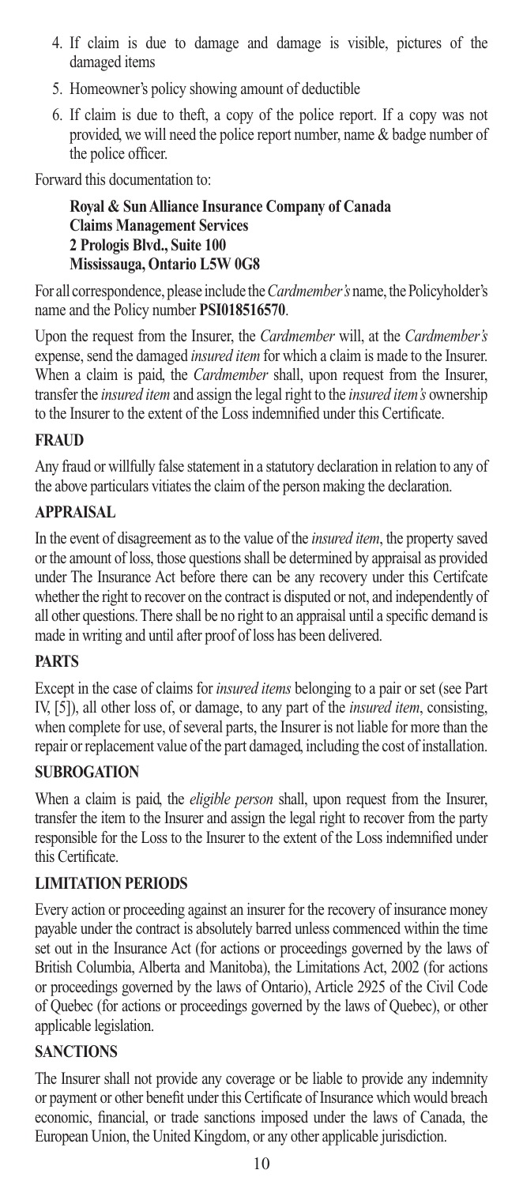4. If claim is due to damage and damage is visible, pictures of the damaged items
5. Homeowner's policy showing amount of deductible
6. If claim is due to theft, a copy of the police report. If a copy was not provided, we will need the police report number, name & badge number of the police officer.

Forward this documentation to:

> **Royal & Sun Alliance Insurance Company of Canada**
> **Claims Management Services**
> **2 Prologis Blvd., Suite 100**
> **Mississauga, Ontario L5W 0G8**

For all correspondence, please include the *Cardmember's* name, the Policyholder's name and the Policy number **PSI018516570**.

Upon the request from the Insurer, the *Cardmember* will, at the *Cardmember's* expense, send the damaged *insured item* for which a claim is made to the Insurer. When a claim is paid, the *Cardmember* shall, upon request from the Insurer, transfer the *insured item* and assign the legal right to the *insured item's* ownership to the Insurer to the extent of the Loss indemnified under this Certificate.

### FRAUD

Any fraud or willfully false statement in a statutory declaration in relation to any of the above particulars vitiates the claim of the person making the declaration.

### APPRAISAL

In the event of disagreement as to the value of the *insured item*, the property saved or the amount of loss, those questions shall be determined by appraisal as provided under The Insurance Act before there can be any recovery under this Certifcate whether the right to recover on the contract is disputed or not, and independently of all other questions. There shall be no right to an appraisal until a specific demand is made in writing and until after proof of loss has been delivered.

### PARTS

Except in the case of claims for *insured items* belonging to a pair or set (see Part IV, [5]), all other loss of, or damage, to any part of the *insured item*, consisting, when complete for use, of several parts, the Insurer is not liable for more than the repair or replacement value of the part damaged, including the cost of installation.

### SUBROGATION

When a claim is paid, the *eligible person* shall, upon request from the Insurer, transfer the item to the Insurer and assign the legal right to recover from the party responsible for the Loss to the Insurer to the extent of the Loss indemnified under this Certificate.

### LIMITATION PERIODS

Every action or proceeding against an insurer for the recovery of insurance money payable under the contract is absolutely barred unless commenced within the time set out in the Insurance Act (for actions or proceedings governed by the laws of British Columbia, Alberta and Manitoba), the Limitations Act, 2002 (for actions or proceedings governed by the laws of Ontario), Article 2925 of the Civil Code of Quebec (for actions or proceedings governed by the laws of Quebec), or other applicable legislation.

### SANCTIONS

The Insurer shall not provide any coverage or be liable to provide any indemnity or payment or other benefit under this Certificate of Insurance which would breach economic, financial, or trade sanctions imposed under the laws of Canada, the European Union, the United Kingdom, or any other applicable jurisdiction.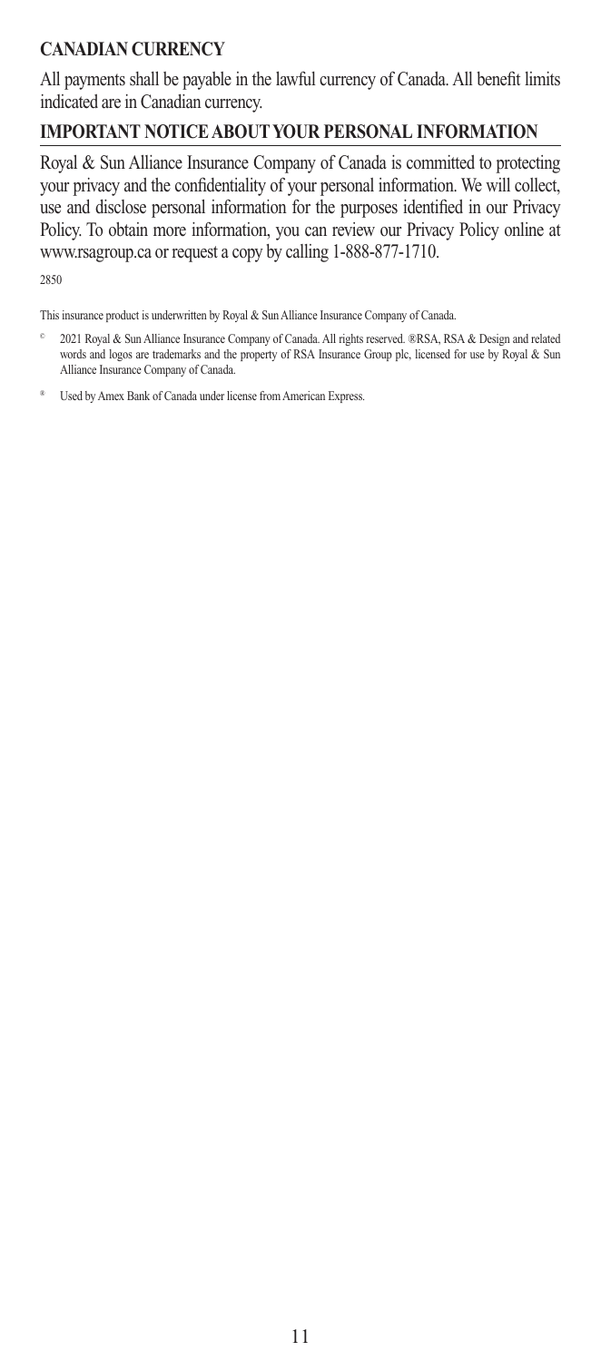## CANADIAN CURRENCY

All payments shall be payable in the lawful currency of Canada. All benefit limits indicated are in Canadian currency.

## IMPORTANT NOTICE ABOUT YOUR PERSONAL INFORMATION

Royal & Sun Alliance Insurance Company of Canada is committed to protecting your privacy and the confidentiality of your personal information. We will collect, use and disclose personal information for the purposes identified in our Privacy Policy. To obtain more information, you can review our Privacy Policy online at www.rsagroup.ca or request a copy by calling 1-888-877-1710.

2850

This insurance product is underwritten by Royal & Sun Alliance Insurance Company of Canada.

© 2021 Royal & Sun Alliance Insurance Company of Canada. All rights reserved. ®RSA, RSA & Design and related words and logos are trademarks and the property of RSA Insurance Group plc, licensed for use by Royal & Sun Alliance Insurance Company of Canada.

® Used by Amex Bank of Canada under license from American Express.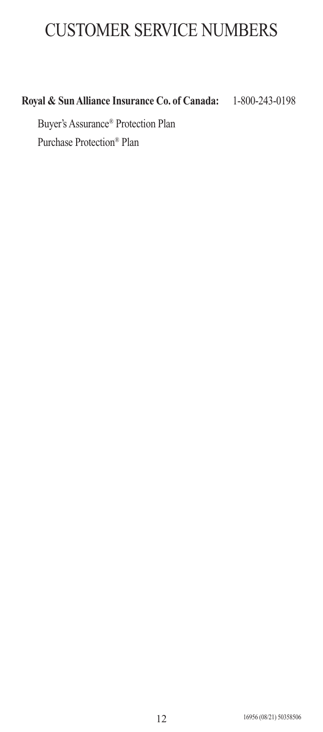# CUSTOMER SERVICE NUMBERS

**Royal & Sun Alliance Insurance Co. of Canada:** 1-800-243-0198

Buyer's Assurance® Protection Plan

Purchase Protection® Plan

16956 (08/21) 50358506